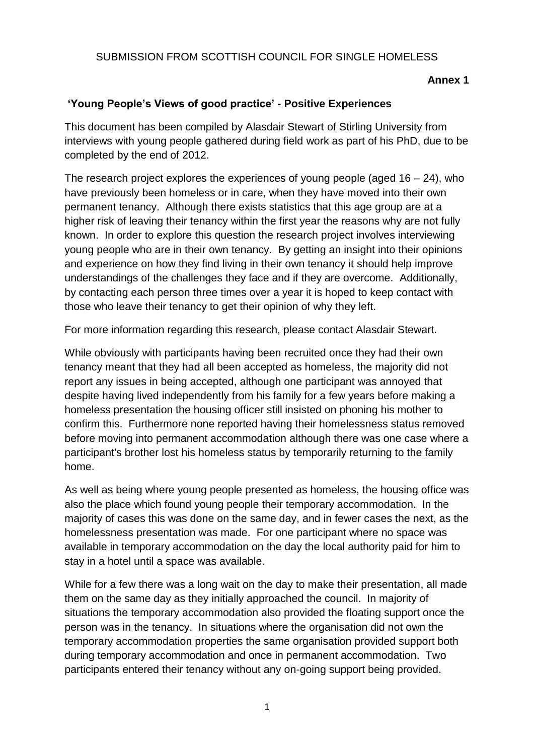SUBMISSION FROM SCOTTISH COUNCIL FOR SINGLE HOMELESS

**Annex 1**

### 'Young People's Views of good practice' - Positive Experiences

This document has been compiled by Alasdair Stewart of Stirling University from interviews with young people gathered during field work as part of his PhD, due to be completed by the end of 2012.

The research project explores the experiences of young people (aged 16 – 24), who have previously been homeless or in care, when they have moved into their own permanent tenancy. Although there exists statistics that this age group are at a higher risk of leaving their tenancy within the first year the reasons why are not fully known. In order to explore this question the research project involves interviewing young people who are in their own tenancy. By getting an insight into their opinions and experience on how they find living in their own tenancy it should help improve understandings of the challenges they face and if they are overcome. Additionally, by contacting each person three times over a year it is hoped to keep contact with those who leave their tenancy to get their opinion of why they left.

For more information regarding this research, please contact Alasdair Stewart.

While obviously with participants having been recruited once they had their own tenancy meant that they had all been accepted as homeless, the majority did not report any issues in being accepted, although one participant was annoyed that despite having lived independently from his family for a few years before making a homeless presentation the housing officer still insisted on phoning his mother to confirm this. Furthermore none reported having their homelessness status removed before moving into permanent accommodation although there was one case where a participant's brother lost his homeless status by temporarily returning to the family home.

As well as being where young people presented as homeless, the housing office was also the place which found young people their temporary accommodation. In the majority of cases this was done on the same day, and in fewer cases the next, as the homelessness presentation was made. For one participant where no space was available in temporary accommodation on the day the local authority paid for him to stay in a hotel until a space was available.

While for a few there was a long wait on the day to make their presentation, all made them on the same day as they initially approached the council. In majority of situations the temporary accommodation also provided the floating support once the person was in the tenancy. In situations where the organisation did not own the temporary accommodation properties the same organisation provided support both during temporary accommodation and once in permanent accommodation. Two participants entered their tenancy without any on-going support being provided.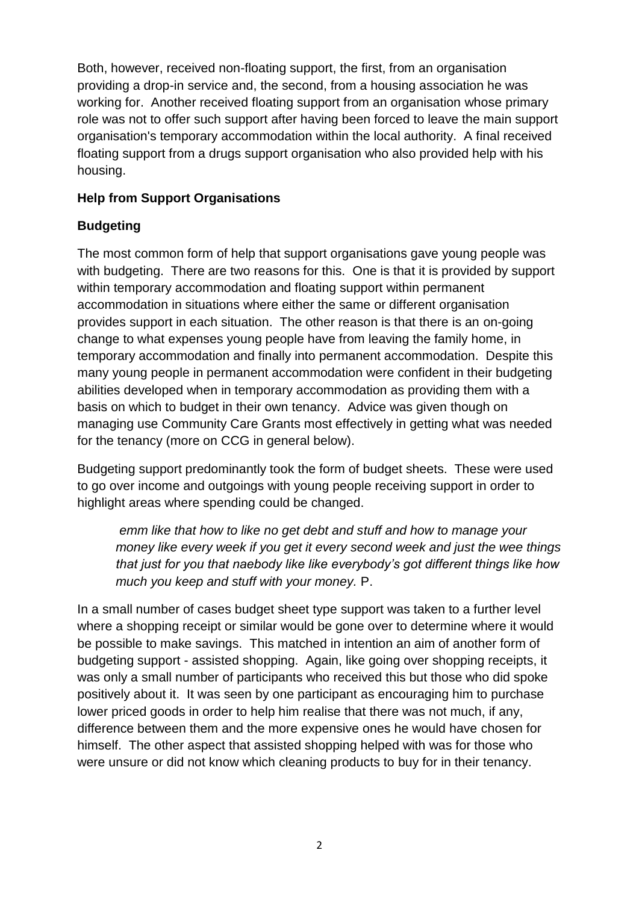Both, however, received non-floating support, the first, from an organisation providing a drop-in service and, the second, from a housing association he was working for. Another received floating support from an organisation whose primary role was not to offer such support after having been forced to leave the main support organisation's temporary accommodation within the local authority. A final received floating support from a drugs support organisation who also provided help with his housing.

### Help from Support Organisations

### Budgeting

The most common form of help that support organisations gave young people was with budgeting. There are two reasons for this. One is that it is provided by support within temporary accommodation and floating support within permanent accommodation in situations where either the same or different organisation provides support in each situation. The other reason is that there is an on-going change to what expenses young people have from leaving the family home, in temporary accommodation and finally into permanent accommodation. Despite this many young people in permanent accommodation were confident in their budgeting abilities developed when in temporary accommodation as providing them with a basis on which to budget in their own tenancy. Advice was given though on managing use Community Care Grants most effectively in getting what was needed for the tenancy (more on CCG in general below).

Budgeting support predominantly took the form of budget sheets. These were used to go over income and outgoings with young people receiving support in order to highlight areas where spending could be changed.

> *emm like that how to like no get debt and stuff and how to manage your money like every week if you get it every second week and just the wee things that just for you that naebody like like everybody's got different things like how much you keep and stuff with your money.* P.

In a small number of cases budget sheet type support was taken to a further level where a shopping receipt or similar would be gone over to determine where it would be possible to make savings. This matched in intention an aim of another form of budgeting support - assisted shopping. Again, like going over shopping receipts, it was only a small number of participants who received this but those who did spoke positively about it. It was seen by one participant as encouraging him to purchase lower priced goods in order to help him realise that there was not much, if any, difference between them and the more expensive ones he would have chosen for himself. The other aspect that assisted shopping helped with was for those who were unsure or did not know which cleaning products to buy for in their tenancy.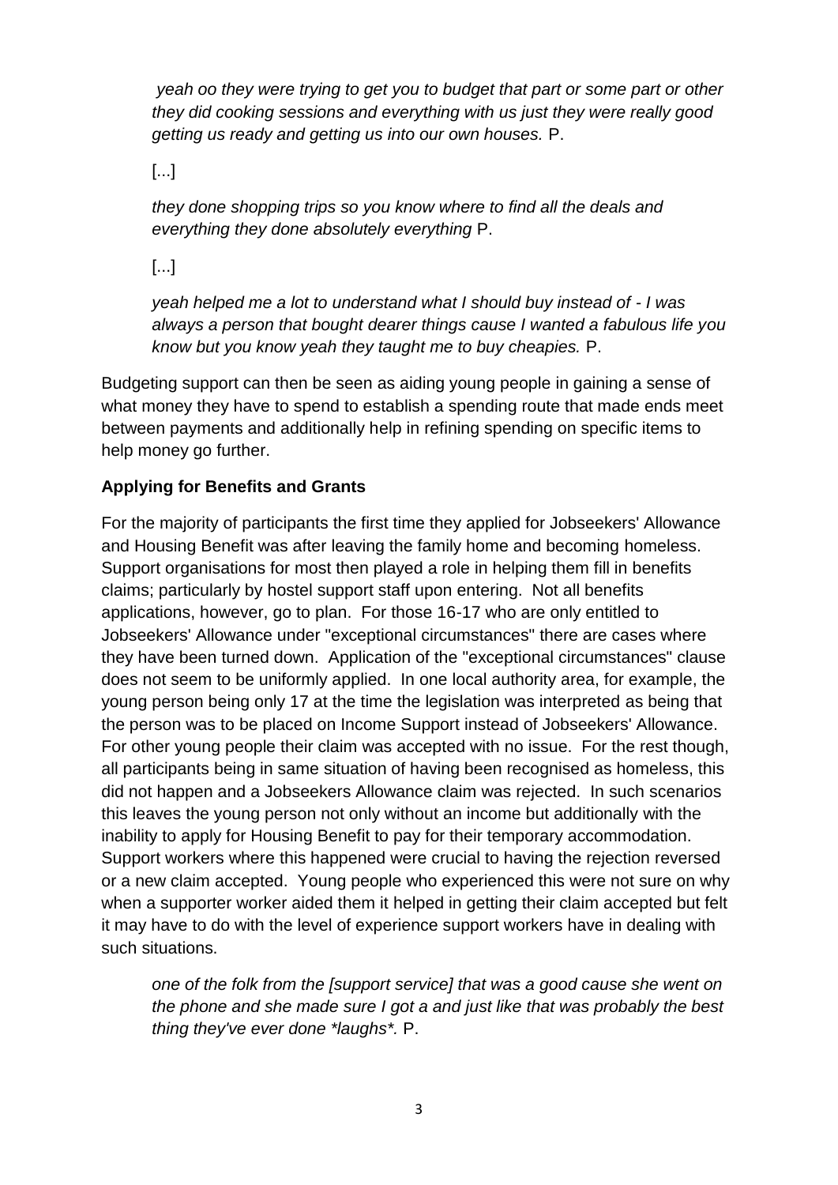> *yeah oo they were trying to get you to budget that part or some part or other they did cooking sessions and everything with us just they were really good getting us ready and getting us into our own houses.* P.
>
> [...]
>
> *they done shopping trips so you know where to find all the deals and everything they done absolutely everything* P.
>
> [...]
>
> *yeah helped me a lot to understand what I should buy instead of - I was always a person that bought dearer things cause I wanted a fabulous life you know but you know yeah they taught me to buy cheapies.* P.

Budgeting support can then be seen as aiding young people in gaining a sense of what money they have to spend to establish a spending route that made ends meet between payments and additionally help in refining spending on specific items to help money go further.

**Applying for Benefits and Grants**

For the majority of participants the first time they applied for Jobseekers' Allowance and Housing Benefit was after leaving the family home and becoming homeless. Support organisations for most then played a role in helping them fill in benefits claims; particularly by hostel support staff upon entering. Not all benefits applications, however, go to plan. For those 16-17 who are only entitled to Jobseekers' Allowance under "exceptional circumstances" there are cases where they have been turned down. Application of the "exceptional circumstances" clause does not seem to be uniformly applied. In one local authority area, for example, the young person being only 17 at the time the legislation was interpreted as being that the person was to be placed on Income Support instead of Jobseekers' Allowance. For other young people their claim was accepted with no issue. For the rest though, all participants being in same situation of having been recognised as homeless, this did not happen and a Jobseekers Allowance claim was rejected. In such scenarios this leaves the young person not only without an income but additionally with the inability to apply for Housing Benefit to pay for their temporary accommodation. Support workers where this happened were crucial to having the rejection reversed or a new claim accepted. Young people who experienced this were not sure on why when a supporter worker aided them it helped in getting their claim accepted but felt it may have to do with the level of experience support workers have in dealing with such situations.

> *one of the folk from the [support service] that was a good cause she went on the phone and she made sure I got a and just like that was probably the best thing they've ever done *laughs*.* P.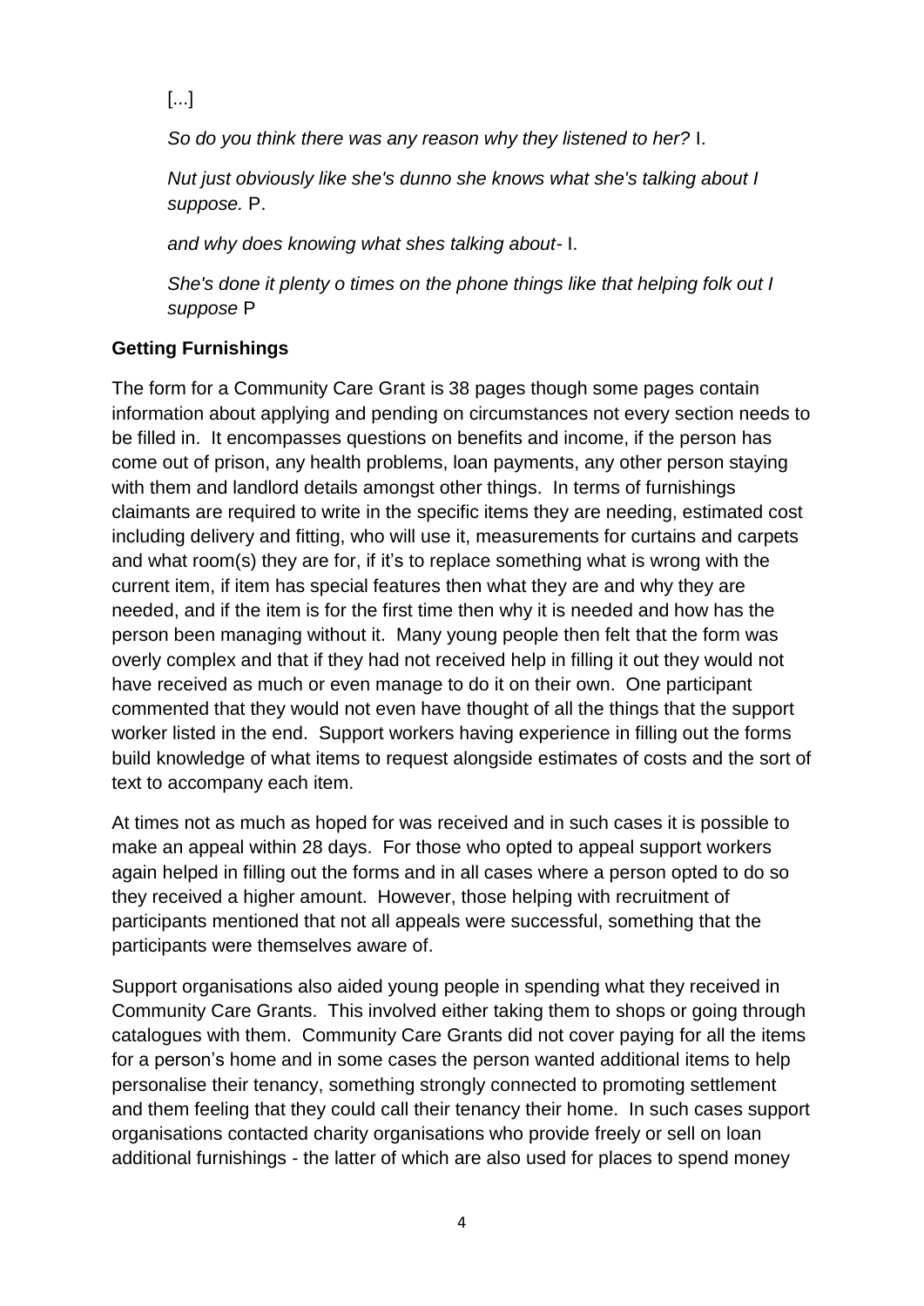[...]

*So do you think there was any reason why they listened to her?* I.

*Nut just obviously like she's dunno she knows what she's talking about I suppose.* P.

*and why does knowing what shes talking about-* I.

*She's done it plenty o times on the phone things like that helping folk out I suppose* P

**Getting Furnishings**

The form for a Community Care Grant is 38 pages though some pages contain information about applying and pending on circumstances not every section needs to be filled in. It encompasses questions on benefits and income, if the person has come out of prison, any health problems, loan payments, any other person staying with them and landlord details amongst other things. In terms of furnishings claimants are required to write in the specific items they are needing, estimated cost including delivery and fitting, who will use it, measurements for curtains and carpets and what room(s) they are for, if it's to replace something what is wrong with the current item, if item has special features then what they are and why they are needed, and if the item is for the first time then why it is needed and how has the person been managing without it. Many young people then felt that the form was overly complex and that if they had not received help in filling it out they would not have received as much or even manage to do it on their own. One participant commented that they would not even have thought of all the things that the support worker listed in the end. Support workers having experience in filling out the forms build knowledge of what items to request alongside estimates of costs and the sort of text to accompany each item.

At times not as much as hoped for was received and in such cases it is possible to make an appeal within 28 days. For those who opted to appeal support workers again helped in filling out the forms and in all cases where a person opted to do so they received a higher amount. However, those helping with recruitment of participants mentioned that not all appeals were successful, something that the participants were themselves aware of.

Support organisations also aided young people in spending what they received in Community Care Grants. This involved either taking them to shops or going through catalogues with them. Community Care Grants did not cover paying for all the items for a person's home and in some cases the person wanted additional items to help personalise their tenancy, something strongly connected to promoting settlement and them feeling that they could call their tenancy their home. In such cases support organisations contacted charity organisations who provide freely or sell on loan additional furnishings - the latter of which are also used for places to spend money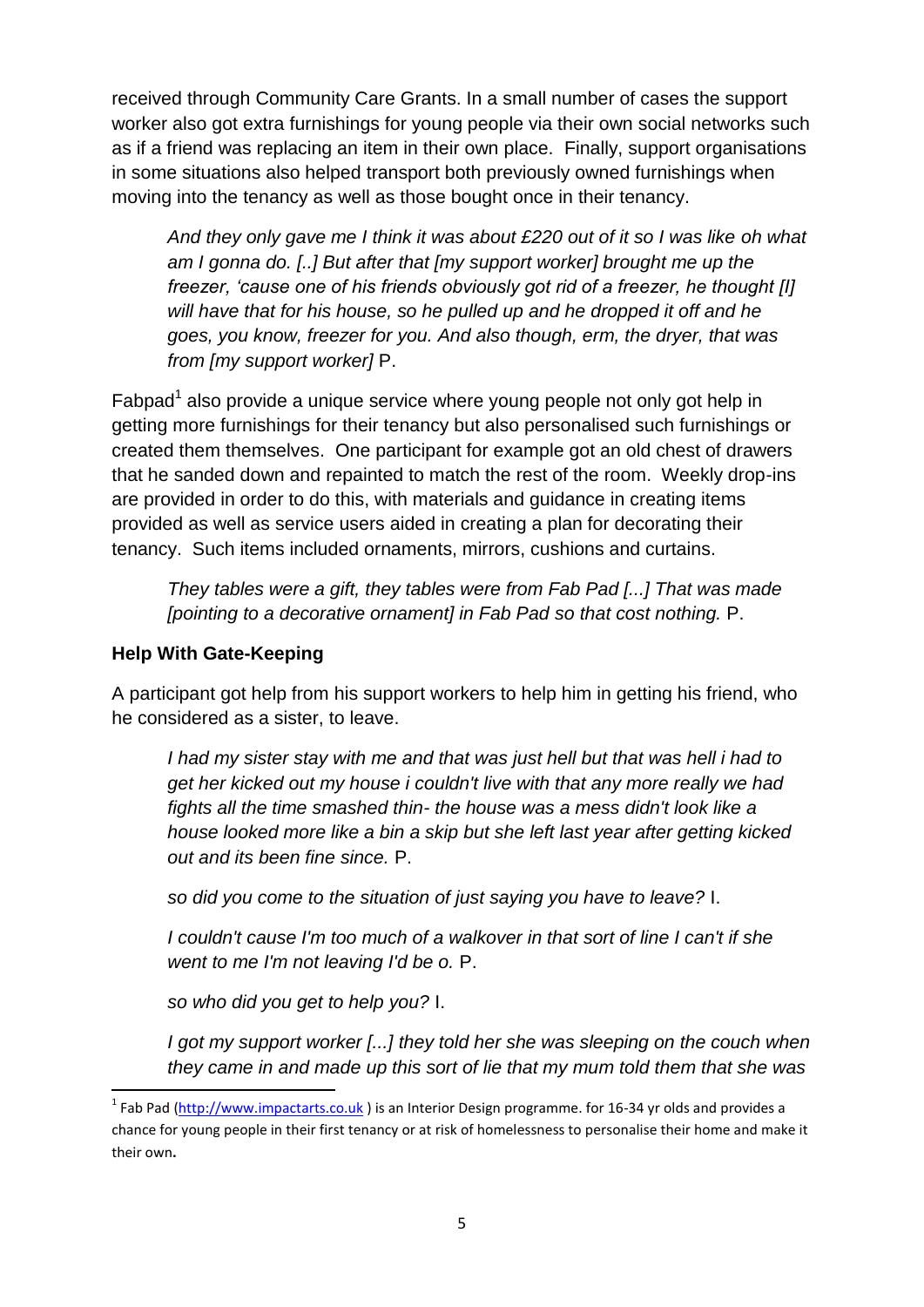received through Community Care Grants. In a small number of cases the support worker also got extra furnishings for young people via their own social networks such as if a friend was replacing an item in their own place. Finally, support organisations in some situations also helped transport both previously owned furnishings when moving into the tenancy as well as those bought once in their tenancy.

> *And they only gave me I think it was about £220 out of it so I was like oh what am I gonna do. [..] But after that [my support worker] brought me up the freezer, 'cause one of his friends obviously got rid of a freezer, he thought [I] will have that for his house, so he pulled up and he dropped it off and he goes, you know, freezer for you. And also though, erm, the dryer, that was from [my support worker]* P.

Fabpad[1] also provide a unique service where young people not only got help in getting more furnishings for their tenancy but also personalised such furnishings or created them themselves. One participant for example got an old chest of drawers that he sanded down and repainted to match the rest of the room. Weekly drop-ins are provided in order to do this, with materials and guidance in creating items provided as well as service users aided in creating a plan for decorating their tenancy. Such items included ornaments, mirrors, cushions and curtains.

> *They tables were a gift, they tables were from Fab Pad [...] That was made [pointing to a decorative ornament] in Fab Pad so that cost nothing.* P.

**Help With Gate-Keeping**

A participant got help from his support workers to help him in getting his friend, who he considered as a sister, to leave.

> *I had my sister stay with me and that was just hell but that was hell i had to get her kicked out my house i couldn't live with that any more really we had fights all the time smashed thin- the house was a mess didn't look like a house looked more like a bin a skip but she left last year after getting kicked out and its been fine since.* P.
>
> *so did you come to the situation of just saying you have to leave?* I.
>
> *I couldn't cause I'm too much of a walkover in that sort of line I can't if she went to me I'm not leaving I'd be o.* P.
>
> *so who did you get to help you?* I.
>
> *I got my support worker [...] they told her she was sleeping on the couch when they came in and made up this sort of lie that my mum told them that she was*

[1] Fab Pad (http://www.impactarts.co.uk ) is an Interior Design programme. for 16-34 yr olds and provides a chance for young people in their first tenancy or at risk of homelessness to personalise their home and make it their own**.**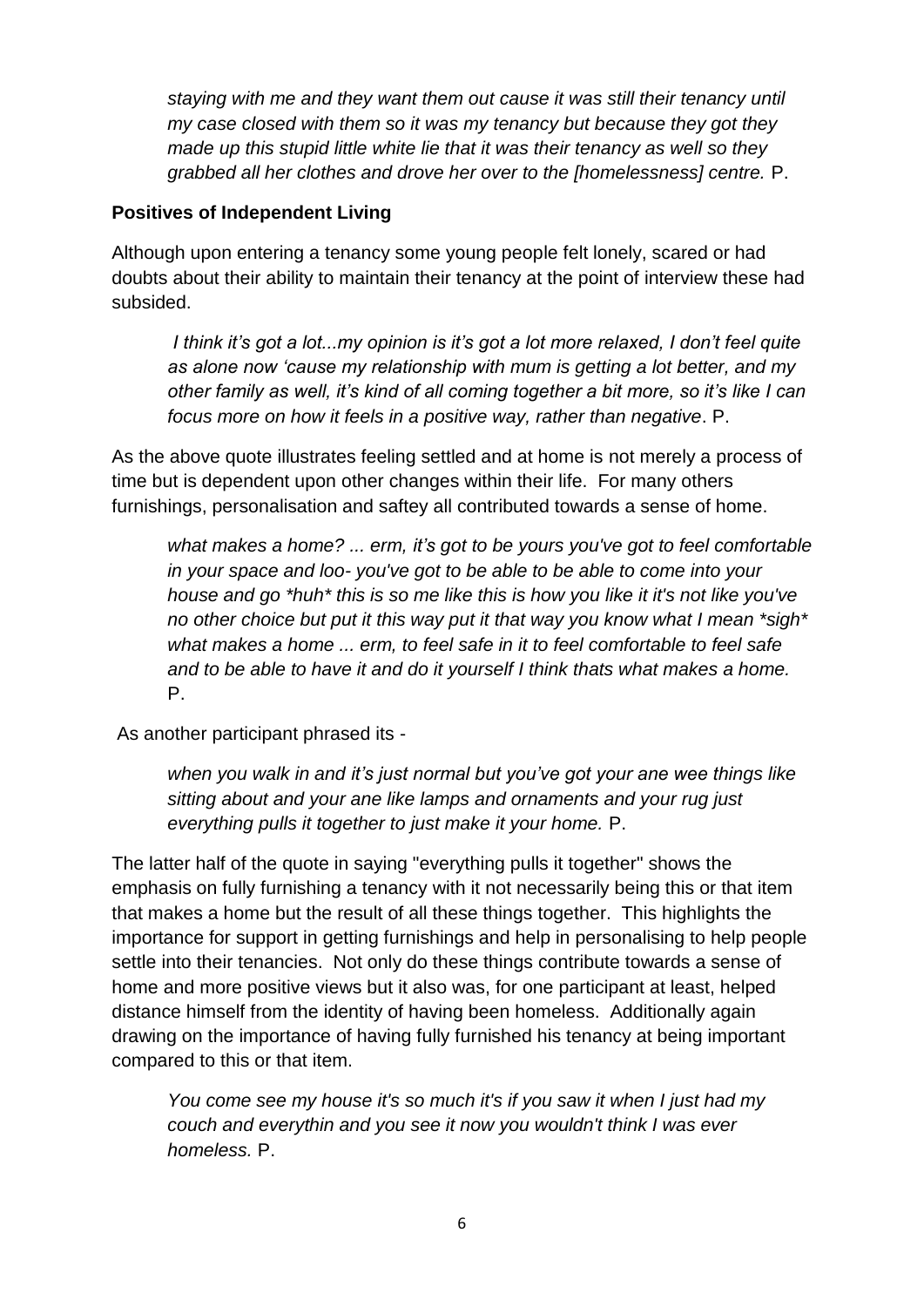> *staying with me and they want them out cause it was still their tenancy until my case closed with them so it was my tenancy but because they got they made up this stupid little white lie that it was their tenancy as well so they grabbed all her clothes and drove her over to the [homelessness] centre.* P.

**Positives of Independent Living**

Although upon entering a tenancy some young people felt lonely, scared or had doubts about their ability to maintain their tenancy at the point of interview these had subsided.

> *I think it's got a lot...my opinion is it's got a lot more relaxed, I don't feel quite as alone now 'cause my relationship with mum is getting a lot better, and my other family as well, it's kind of all coming together a bit more, so it's like I can focus more on how it feels in a positive way, rather than negative*. P.

As the above quote illustrates feeling settled and at home is not merely a process of time but is dependent upon other changes within their life. For many others furnishings, personalisation and saftey all contributed towards a sense of home.

> *what makes a home? ... erm, it's got to be yours you've got to feel comfortable in your space and loo- you've got to be able to be able to come into your house and go *huh* this is so me like this is how you like it it's not like you've no other choice but put it this way put it that way you know what I mean *sigh* what makes a home ... erm, to feel safe in it to feel comfortable to feel safe and to be able to have it and do it yourself I think thats what makes a home.* P.

As another participant phrased its -

> *when you walk in and it's just normal but you've got your ane wee things like sitting about and your ane like lamps and ornaments and your rug just everything pulls it together to just make it your home.* P.

The latter half of the quote in saying "everything pulls it together" shows the emphasis on fully furnishing a tenancy with it not necessarily being this or that item that makes a home but the result of all these things together. This highlights the importance for support in getting furnishings and help in personalising to help people settle into their tenancies. Not only do these things contribute towards a sense of home and more positive views but it also was, for one participant at least, helped distance himself from the identity of having been homeless. Additionally again drawing on the importance of having fully furnished his tenancy at being important compared to this or that item.

> *You come see my house it's so much it's if you saw it when I just had my couch and everythin and you see it now you wouldn't think I was ever homeless.* P.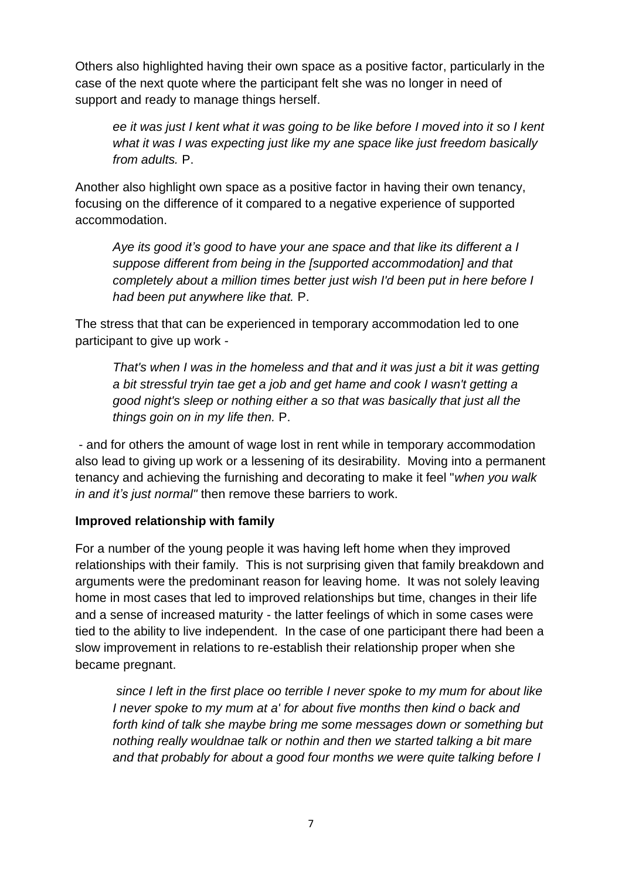Others also highlighted having their own space as a positive factor, particularly in the case of the next quote where the participant felt she was no longer in need of support and ready to manage things herself.

> *ee it was just I kent what it was going to be like before I moved into it so I kent what it was I was expecting just like my ane space like just freedom basically from adults.* P.

Another also highlight own space as a positive factor in having their own tenancy, focusing on the difference of it compared to a negative experience of supported accommodation.

> *Aye its good it's good to have your ane space and that like its different a I suppose different from being in the [supported accommodation] and that completely about a million times better just wish I'd been put in here before I had been put anywhere like that.* P.

The stress that that can be experienced in temporary accommodation led to one participant to give up work -

> *That's when I was in the homeless and that and it was just a bit it was getting a bit stressful tryin tae get a job and get hame and cook I wasn't getting a good night's sleep or nothing either a so that was basically that just all the things goin on in my life then.* P.

- and for others the amount of wage lost in rent while in temporary accommodation also lead to giving up work or a lessening of its desirability. Moving into a permanent tenancy and achieving the furnishing and decorating to make it feel "*when you walk in and it's just normal*" then remove these barriers to work.

**Improved relationship with family**

For a number of the young people it was having left home when they improved relationships with their family. This is not surprising given that family breakdown and arguments were the predominant reason for leaving home. It was not solely leaving home in most cases that led to improved relationships but time, changes in their life and a sense of increased maturity - the latter feelings of which in some cases were tied to the ability to live independent. In the case of one participant there had been a slow improvement in relations to re-establish their relationship proper when she became pregnant.

> *since I left in the first place oo terrible I never spoke to my mum for about like I never spoke to my mum at a' for about five months then kind o back and forth kind of talk she maybe bring me some messages down or something but nothing really wouldnae talk or nothin and then we started talking a bit mare and that probably for about a good four months we were quite talking before I*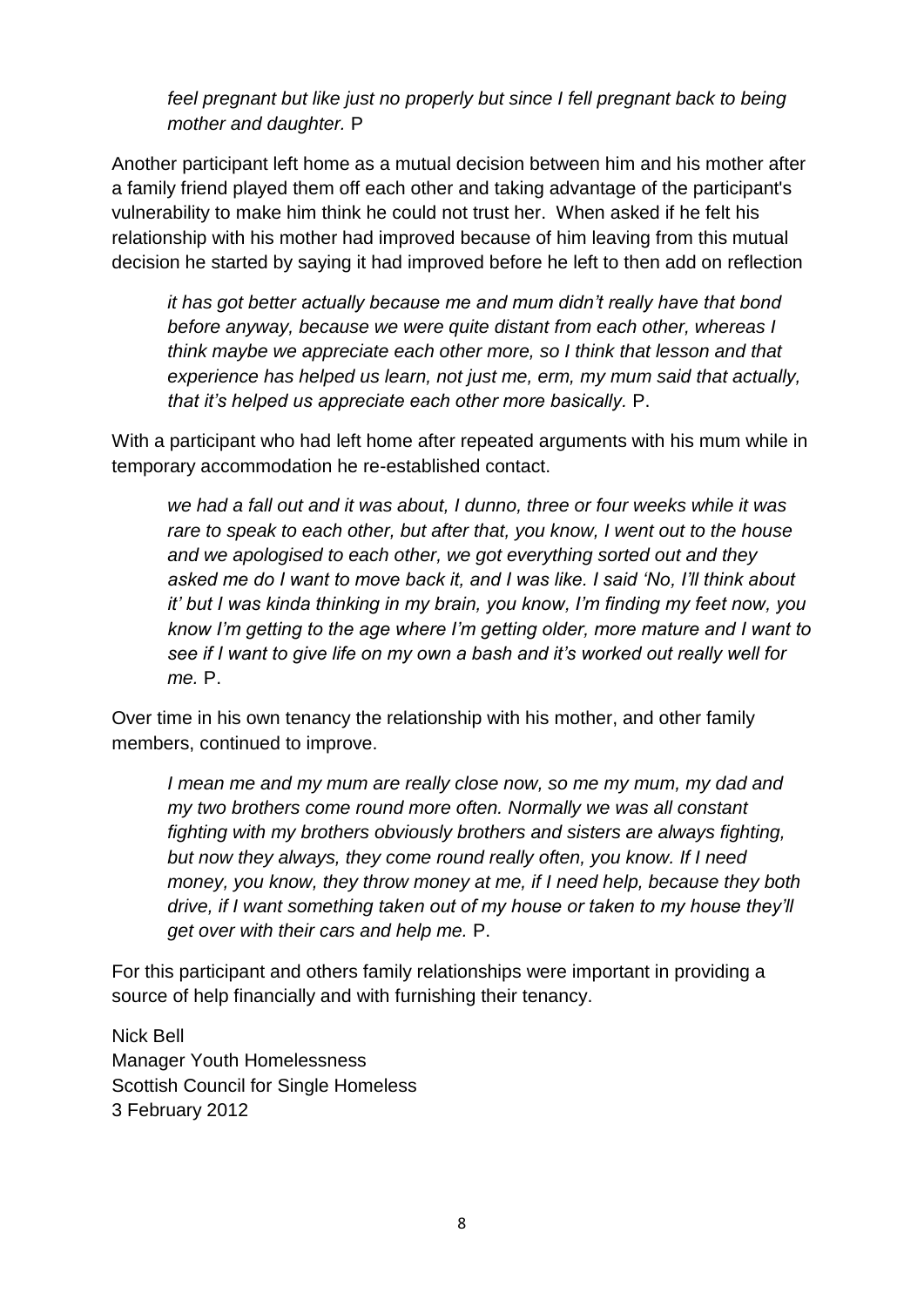*feel pregnant but like just no properly but since I fell pregnant back to being mother and daughter.* P

Another participant left home as a mutual decision between him and his mother after a family friend played them off each other and taking advantage of the participant's vulnerability to make him think he could not trust her. When asked if he felt his relationship with his mother had improved because of him leaving from this mutual decision he started by saying it had improved before he left to then add on reflection

> *it has got better actually because me and mum didn't really have that bond before anyway, because we were quite distant from each other, whereas I think maybe we appreciate each other more, so I think that lesson and that experience has helped us learn, not just me, erm, my mum said that actually, that it's helped us appreciate each other more basically.* P.

With a participant who had left home after repeated arguments with his mum while in temporary accommodation he re-established contact.

> *we had a fall out and it was about, I dunno, three or four weeks while it was rare to speak to each other, but after that, you know, I went out to the house and we apologised to each other, we got everything sorted out and they asked me do I want to move back it, and I was like. I said 'No, I'll think about it' but I was kinda thinking in my brain, you know, I'm finding my feet now, you know I'm getting to the age where I'm getting older, more mature and I want to see if I want to give life on my own a bash and it's worked out really well for me.* P.

Over time in his own tenancy the relationship with his mother, and other family members, continued to improve.

> *I mean me and my mum are really close now, so me my mum, my dad and my two brothers come round more often. Normally we was all constant fighting with my brothers obviously brothers and sisters are always fighting, but now they always, they come round really often, you know. If I need money, you know, they throw money at me, if I need help, because they both drive, if I want something taken out of my house or taken to my house they'll get over with their cars and help me.* P.

For this participant and others family relationships were important in providing a source of help financially and with furnishing their tenancy.

Nick Bell
Manager Youth Homelessness
Scottish Council for Single Homeless
3 February 2012